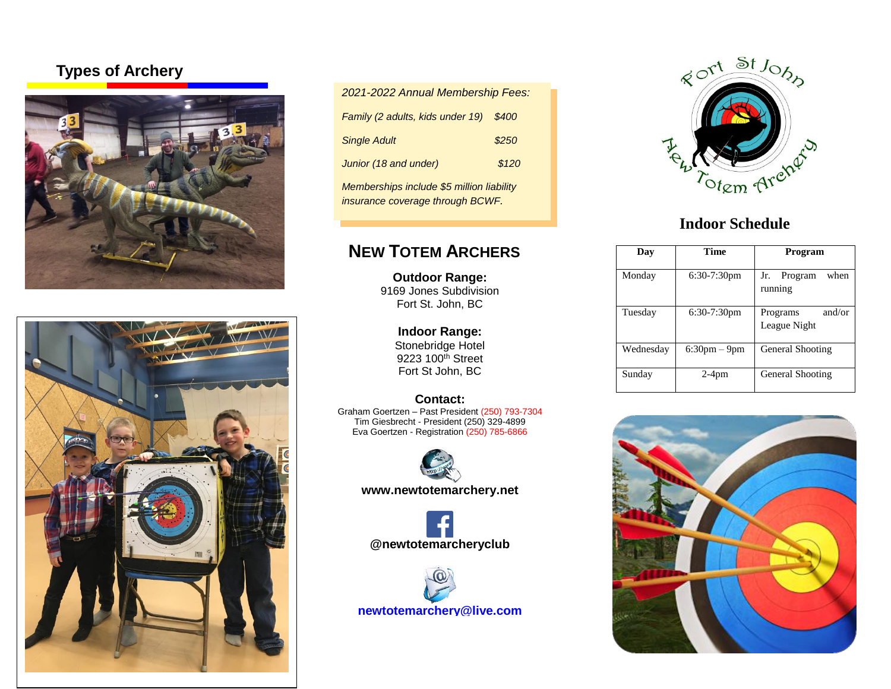## Types of Archery

*2021-2022 Annual Membership Fees:*

| | |
|---|---|
| *Family (2 adults, kids under 19)* | *$400* |
| *Single Adult* | *$250* |
| *Junior (18 and under)* | *$120* |

*Memberships include $5 million liability insurance coverage through BCWF.*

# NEW TOTEM ARCHERS

**Outdoor Range:**
9169 Jones Subdivision
Fort St. John, BC

**Indoor Range:**
Stonebridge Hotel
9223 100th Street
Fort St John, BC

**Contact:**
Graham Goertzen – Past President (250) 793-7304
Tim Giesbrecht - President (250) 329-4899
Eva Goertzen - Registration (250) 785-6866

**www.newtotemarchery.net**

**@newtotemarcheryclub**

**newtotemarchery@live.com**

Fort St John New Totem Archery

## Indoor Schedule

| Day | Time | Program |
|---|---|---|
| Monday | 6:30-7:30pm | Jr. Program when running |
| Tuesday | 6:30-7:30pm | Programs and/or League Night |
| Wednesday | 6:30pm – 9pm | General Shooting |
| Sunday | 2-4pm | General Shooting |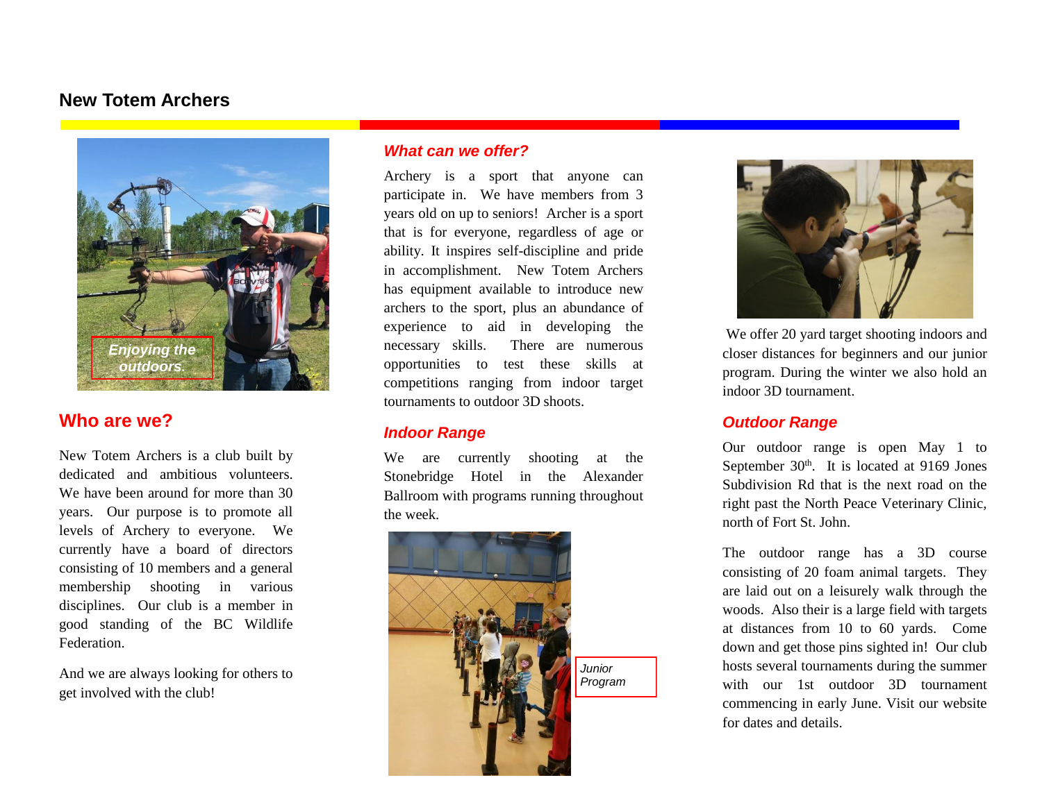# New Totem Archers

Enjoying the outdoors.

## Who are we?

New Totem Archers is a club built by dedicated and ambitious volunteers. We have been around for more than 30 years. Our purpose is to promote all levels of Archery to everyone. We currently have a board of directors consisting of 10 members and a general membership shooting in various disciplines. Our club is a member in good standing of the BC Wildlife Federation.

And we are always looking for others to get involved with the club!

## *What can we offer?*

Archery is a sport that anyone can participate in. We have members from 3 years old on up to seniors! Archer is a sport that is for everyone, regardless of age or ability. It inspires self-discipline and pride in accomplishment. New Totem Archers has equipment available to introduce new archers to the sport, plus an abundance of experience to aid in developing the necessary skills. There are numerous opportunities to test these skills at competitions ranging from indoor target tournaments to outdoor 3D shoots.

## *Indoor Range*

We are currently shooting at the Stonebridge Hotel in the Alexander Ballroom with programs running throughout the week.

*Junior Program*

We offer 20 yard target shooting indoors and closer distances for beginners and our junior program. During the winter we also hold an indoor 3D tournament.

## *Outdoor Range*

Our outdoor range is open May 1 to September 30th. It is located at 9169 Jones Subdivision Rd that is the next road on the right past the North Peace Veterinary Clinic, north of Fort St. John.

The outdoor range has a 3D course consisting of 20 foam animal targets. They are laid out on a leisurely walk through the woods. Also their is a large field with targets at distances from 10 to 60 yards. Come down and get those pins sighted in! Our club hosts several tournaments during the summer with our 1st outdoor 3D tournament commencing in early June. Visit our website for dates and details.